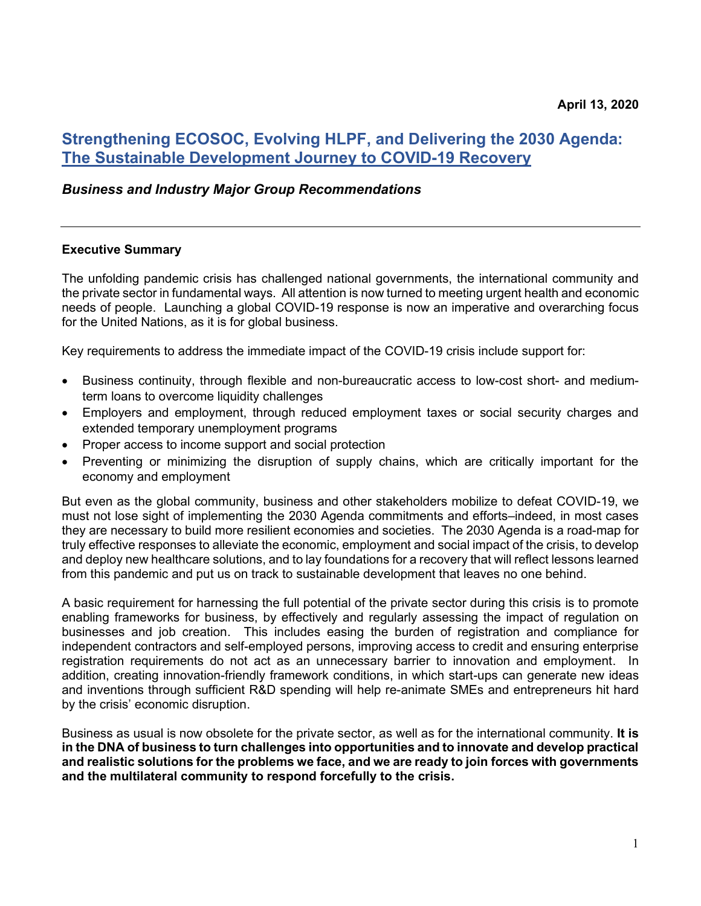**April 13, 2020**

# Strengthening ECOSOC, Evolving HLPF, and Delivering the 2030 Agenda: The Sustainable Development Journey to COVID-19 Recovery

### *Business and Industry Major Group Recommendations*

---

**Executive Summary**

The unfolding pandemic crisis has challenged national governments, the international community and the private sector in fundamental ways. All attention is now turned to meeting urgent health and economic needs of people. Launching a global COVID-19 response is now an imperative and overarching focus for the United Nations, as it is for global business.

Key requirements to address the immediate impact of the COVID-19 crisis include support for:

- Business continuity, through flexible and non-bureaucratic access to low-cost short- and medium-term loans to overcome liquidity challenges
- Employers and employment, through reduced employment taxes or social security charges and extended temporary unemployment programs
- Proper access to income support and social protection
- Preventing or minimizing the disruption of supply chains, which are critically important for the economy and employment

But even as the global community, business and other stakeholders mobilize to defeat COVID-19, we must not lose sight of implementing the 2030 Agenda commitments and efforts–indeed, in most cases they are necessary to build more resilient economies and societies. The 2030 Agenda is a road-map for truly effective responses to alleviate the economic, employment and social impact of the crisis, to develop and deploy new healthcare solutions, and to lay foundations for a recovery that will reflect lessons learned from this pandemic and put us on track to sustainable development that leaves no one behind.

A basic requirement for harnessing the full potential of the private sector during this crisis is to promote enabling frameworks for business, by effectively and regularly assessing the impact of regulation on businesses and job creation. This includes easing the burden of registration and compliance for independent contractors and self-employed persons, improving access to credit and ensuring enterprise registration requirements do not act as an unnecessary barrier to innovation and employment. In addition, creating innovation-friendly framework conditions, in which start-ups can generate new ideas and inventions through sufficient R&D spending will help re-animate SMEs and entrepreneurs hit hard by the crisis' economic disruption.

Business as usual is now obsolete for the private sector, as well as for the international community. **It is in the DNA of business to turn challenges into opportunities and to innovate and develop practical and realistic solutions for the problems we face, and we are ready to join forces with governments and the multilateral community to respond forcefully to the crisis.**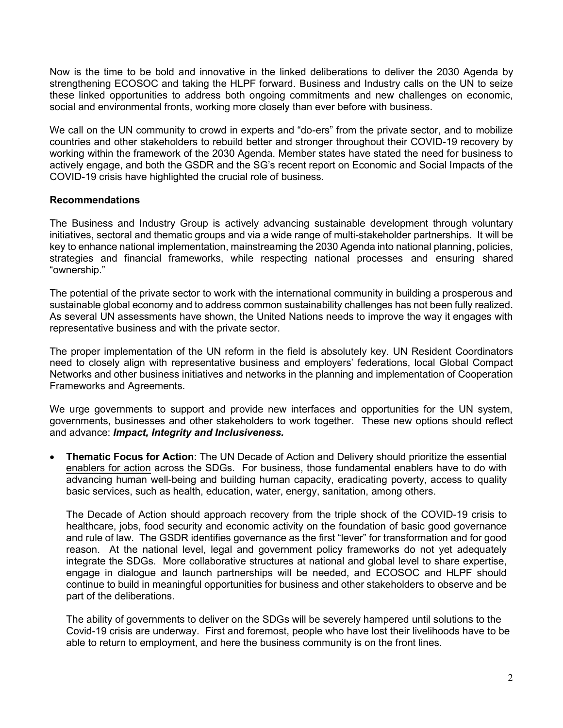Now is the time to be bold and innovative in the linked deliberations to deliver the 2030 Agenda by strengthening ECOSOC and taking the HLPF forward. Business and Industry calls on the UN to seize these linked opportunities to address both ongoing commitments and new challenges on economic, social and environmental fronts, working more closely than ever before with business.

We call on the UN community to crowd in experts and "do-ers" from the private sector, and to mobilize countries and other stakeholders to rebuild better and stronger throughout their COVID-19 recovery by working within the framework of the 2030 Agenda. Member states have stated the need for business to actively engage, and both the GSDR and the SG's recent report on Economic and Social Impacts of the COVID-19 crisis have highlighted the crucial role of business.

**Recommendations**

The Business and Industry Group is actively advancing sustainable development through voluntary initiatives, sectoral and thematic groups and via a wide range of multi-stakeholder partnerships. It will be key to enhance national implementation, mainstreaming the 2030 Agenda into national planning, policies, strategies and financial frameworks, while respecting national processes and ensuring shared "ownership."

The potential of the private sector to work with the international community in building a prosperous and sustainable global economy and to address common sustainability challenges has not been fully realized. As several UN assessments have shown, the United Nations needs to improve the way it engages with representative business and with the private sector.

The proper implementation of the UN reform in the field is absolutely key. UN Resident Coordinators need to closely align with representative business and employers' federations, local Global Compact Networks and other business initiatives and networks in the planning and implementation of Cooperation Frameworks and Agreements.

We urge governments to support and provide new interfaces and opportunities for the UN system, governments, businesses and other stakeholders to work together. These new options should reflect and advance: ***Impact, Integrity and Inclusiveness.***

- **Thematic Focus for Action**: The UN Decade of Action and Delivery should prioritize the essential enablers for action across the SDGs. For business, those fundamental enablers have to do with advancing human well-being and building human capacity, eradicating poverty, access to quality basic services, such as health, education, water, energy, sanitation, among others.

  The Decade of Action should approach recovery from the triple shock of the COVID-19 crisis to healthcare, jobs, food security and economic activity on the foundation of basic good governance and rule of law. The GSDR identifies governance as the first "lever" for transformation and for good reason. At the national level, legal and government policy frameworks do not yet adequately integrate the SDGs. More collaborative structures at national and global level to share expertise, engage in dialogue and launch partnerships will be needed, and ECOSOC and HLPF should continue to build in meaningful opportunities for business and other stakeholders to observe and be part of the deliberations.

  The ability of governments to deliver on the SDGs will be severely hampered until solutions to the Covid-19 crisis are underway. First and foremost, people who have lost their livelihoods have to be able to return to employment, and here the business community is on the front lines.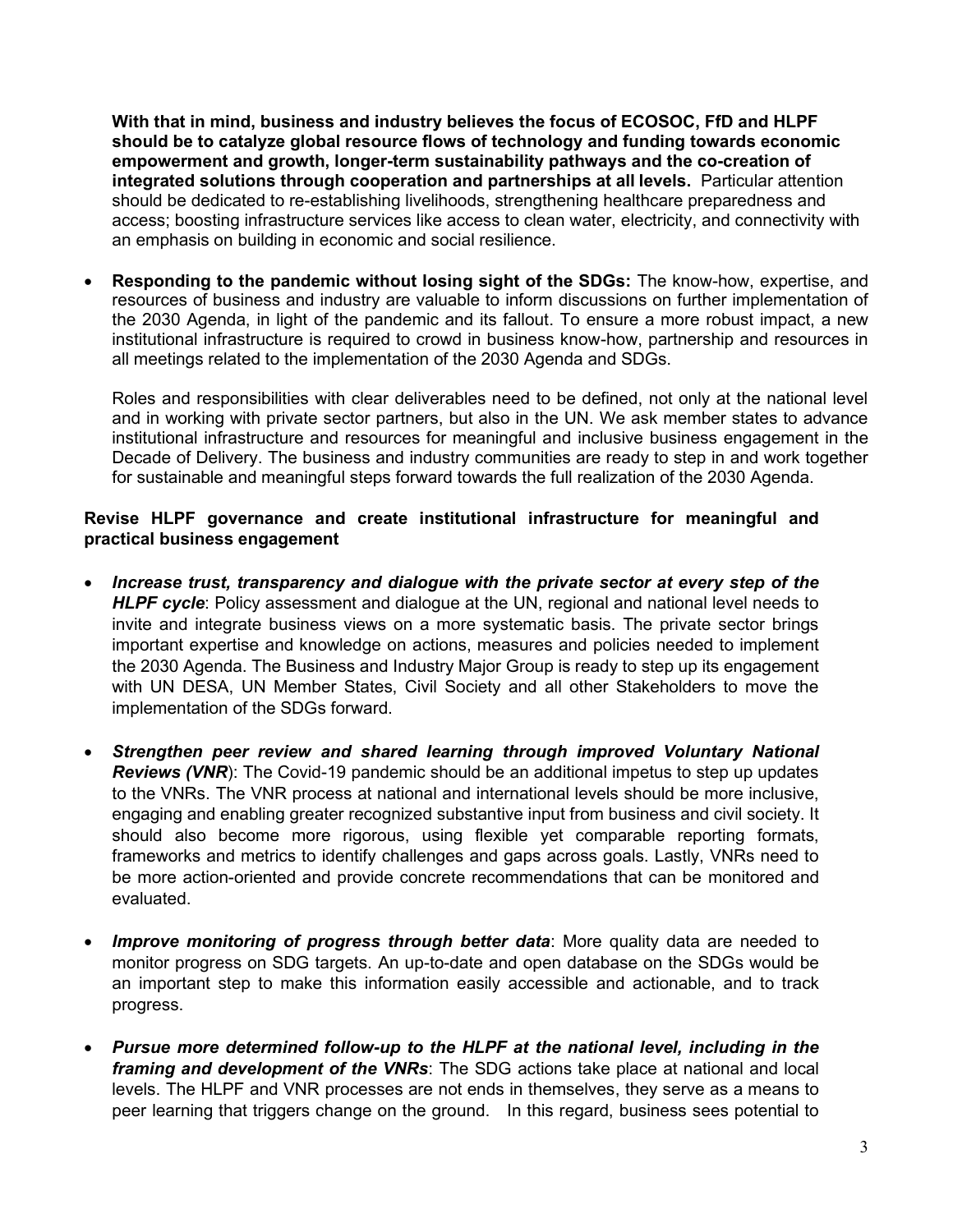**With that in mind, business and industry believes the focus of ECOSOC, FfD and HLPF should be to catalyze global resource flows of technology and funding towards economic empowerment and growth, longer-term sustainability pathways and the co-creation of integrated solutions through cooperation and partnerships at all levels.** Particular attention should be dedicated to re-establishing livelihoods, strengthening healthcare preparedness and access; boosting infrastructure services like access to clean water, electricity, and connectivity with an emphasis on building in economic and social resilience.

- **Responding to the pandemic without losing sight of the SDGs:** The know-how, expertise, and resources of business and industry are valuable to inform discussions on further implementation of the 2030 Agenda, in light of the pandemic and its fallout. To ensure a more robust impact, a new institutional infrastructure is required to crowd in business know-how, partnership and resources in all meetings related to the implementation of the 2030 Agenda and SDGs.

  Roles and responsibilities with clear deliverables need to be defined, not only at the national level and in working with private sector partners, but also in the UN. We ask member states to advance institutional infrastructure and resources for meaningful and inclusive business engagement in the Decade of Delivery. The business and industry communities are ready to step in and work together for sustainable and meaningful steps forward towards the full realization of the 2030 Agenda.

**Revise HLPF governance and create institutional infrastructure for meaningful and practical business engagement**

- ***Increase trust, transparency and dialogue with the private sector at every step of the HLPF cycle***: Policy assessment and dialogue at the UN, regional and national level needs to invite and integrate business views on a more systematic basis. The private sector brings important expertise and knowledge on actions, measures and policies needed to implement the 2030 Agenda. The Business and Industry Major Group is ready to step up its engagement with UN DESA, UN Member States, Civil Society and all other Stakeholders to move the implementation of the SDGs forward.

- ***Strengthen peer review and shared learning through improved Voluntary National Reviews (VNR***): The Covid-19 pandemic should be an additional impetus to step up updates to the VNRs. The VNR process at national and international levels should be more inclusive, engaging and enabling greater recognized substantive input from business and civil society. It should also become more rigorous, using flexible yet comparable reporting formats, frameworks and metrics to identify challenges and gaps across goals. Lastly, VNRs need to be more action-oriented and provide concrete recommendations that can be monitored and evaluated.

- ***Improve monitoring of progress through better data***: More quality data are needed to monitor progress on SDG targets. An up-to-date and open database on the SDGs would be an important step to make this information easily accessible and actionable, and to track progress.

- ***Pursue more determined follow-up to the HLPF at the national level, including in the framing and development of the VNRs***: The SDG actions take place at national and local levels. The HLPF and VNR processes are not ends in themselves, they serve as a means to peer learning that triggers change on the ground. In this regard, business sees potential to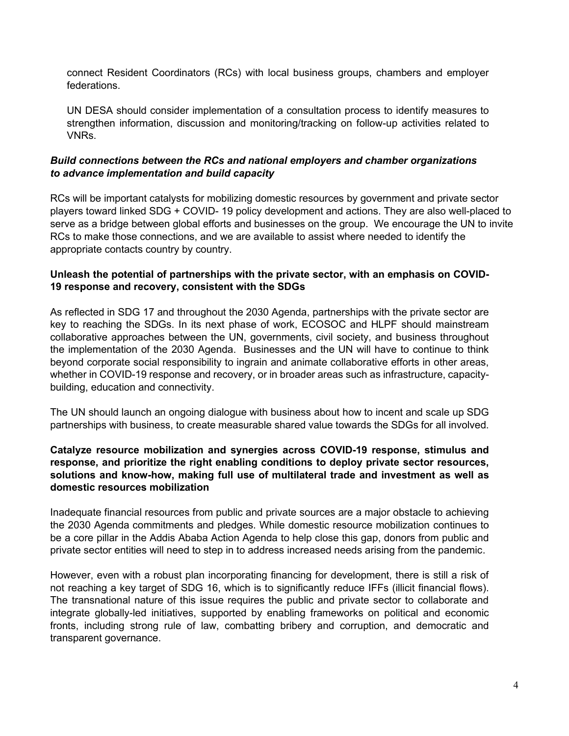connect Resident Coordinators (RCs) with local business groups, chambers and employer federations.

UN DESA should consider implementation of a consultation process to identify measures to strengthen information, discussion and monitoring/tracking on follow-up activities related to VNRs.

***Build connections between the RCs and national employers and chamber organizations to advance implementation and build capacity***

RCs will be important catalysts for mobilizing domestic resources by government and private sector players toward linked SDG + COVID- 19 policy development and actions. They are also well-placed to serve as a bridge between global efforts and businesses on the group. We encourage the UN to invite RCs to make those connections, and we are available to assist where needed to identify the appropriate contacts country by country.

**Unleash the potential of partnerships with the private sector, with an emphasis on COVID-19 response and recovery, consistent with the SDGs**

As reflected in SDG 17 and throughout the 2030 Agenda, partnerships with the private sector are key to reaching the SDGs. In its next phase of work, ECOSOC and HLPF should mainstream collaborative approaches between the UN, governments, civil society, and business throughout the implementation of the 2030 Agenda. Businesses and the UN will have to continue to think beyond corporate social responsibility to ingrain and animate collaborative efforts in other areas, whether in COVID-19 response and recovery, or in broader areas such as infrastructure, capacity-building, education and connectivity.

The UN should launch an ongoing dialogue with business about how to incent and scale up SDG partnerships with business, to create measurable shared value towards the SDGs for all involved.

**Catalyze resource mobilization and synergies across COVID-19 response, stimulus and response, and prioritize the right enabling conditions to deploy private sector resources, solutions and know-how, making full use of multilateral trade and investment as well as domestic resources mobilization**

Inadequate financial resources from public and private sources are a major obstacle to achieving the 2030 Agenda commitments and pledges. While domestic resource mobilization continues to be a core pillar in the Addis Ababa Action Agenda to help close this gap, donors from public and private sector entities will need to step in to address increased needs arising from the pandemic.

However, even with a robust plan incorporating financing for development, there is still a risk of not reaching a key target of SDG 16, which is to significantly reduce IFFs (illicit financial flows). The transnational nature of this issue requires the public and private sector to collaborate and integrate globally-led initiatives, supported by enabling frameworks on political and economic fronts, including strong rule of law, combatting bribery and corruption, and democratic and transparent governance.